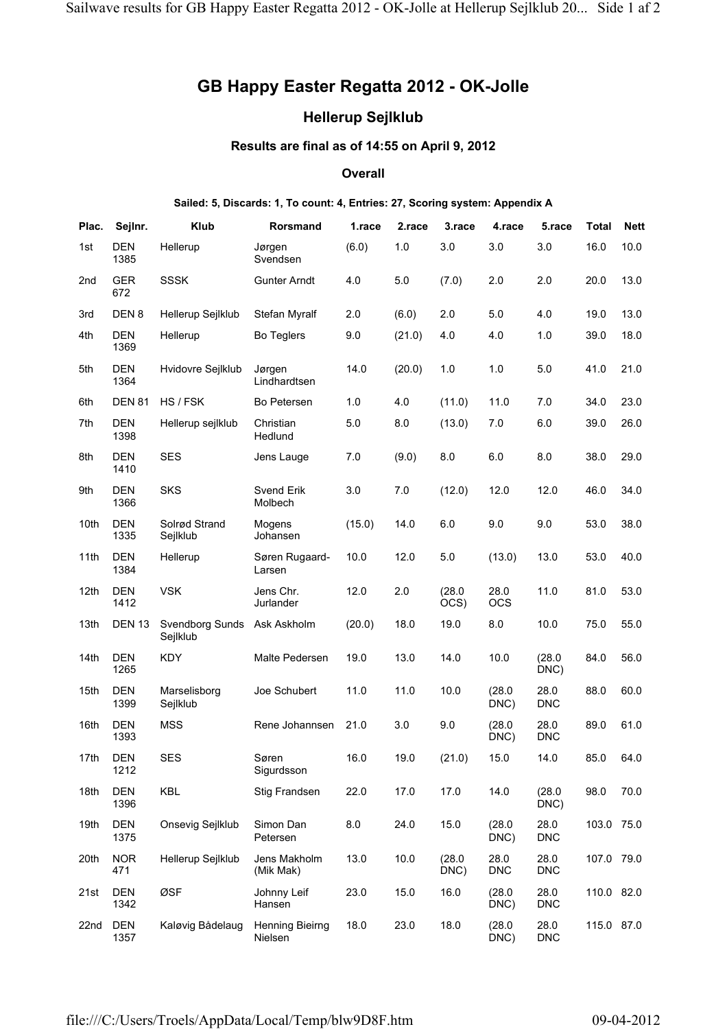# GB Happy Easter Regatta 2012 - OK-Jolle

## Hellerup Sejlklub

### Results are final as of 14:55 on April 9, 2012

### Overall

**Sailed: 5, Discards: 1, To count: 4, Entries: 27, Scoring system: Appendix A**

| Plac. | Sejlnr. | Klub | Rorsmand | 1.race | 2.race | 3.race | 4.race | 5.race | Total | Nett |
|---|---|---|---|---|---|---|---|---|---|---|
| 1st | DEN 1385 | Hellerup | Jørgen Svendsen | (6.0) | 1.0 | 3.0 | 3.0 | 3.0 | 16.0 | 10.0 |
| 2nd | GER 672 | SSSK | Gunter Arndt | 4.0 | 5.0 | (7.0) | 2.0 | 2.0 | 20.0 | 13.0 |
| 3rd | DEN 8 | Hellerup Sejlklub | Stefan Myralf | 2.0 | (6.0) | 2.0 | 5.0 | 4.0 | 19.0 | 13.0 |
| 4th | DEN 1369 | Hellerup | Bo Teglers | 9.0 | (21.0) | 4.0 | 4.0 | 1.0 | 39.0 | 18.0 |
| 5th | DEN 1364 | Hvidovre Sejlklub | Jørgen Lindhardtsen | 14.0 | (20.0) | 1.0 | 1.0 | 5.0 | 41.0 | 21.0 |
| 6th | DEN 81 | HS / FSK | Bo Petersen | 1.0 | 4.0 | (11.0) | 11.0 | 7.0 | 34.0 | 23.0 |
| 7th | DEN 1398 | Hellerup sejlklub | Christian Hedlund | 5.0 | 8.0 | (13.0) | 7.0 | 6.0 | 39.0 | 26.0 |
| 8th | DEN 1410 | SES | Jens Lauge | 7.0 | (9.0) | 8.0 | 6.0 | 8.0 | 38.0 | 29.0 |
| 9th | DEN 1366 | SKS | Svend Erik Molbech | 3.0 | 7.0 | (12.0) | 12.0 | 12.0 | 46.0 | 34.0 |
| 10th | DEN 1335 | Solrød Strand Sejlklub | Mogens Johansen | (15.0) | 14.0 | 6.0 | 9.0 | 9.0 | 53.0 | 38.0 |
| 11th | DEN 1384 | Hellerup | Søren Rugaard-Larsen | 10.0 | 12.0 | 5.0 | (13.0) | 13.0 | 53.0 | 40.0 |
| 12th | DEN 1412 | VSK | Jens Chr. Jurlander | 12.0 | 2.0 | (28.0 OCS) | 28.0 OCS | 11.0 | 81.0 | 53.0 |
| 13th | DEN 13 | Svendborg Sunds Sejlklub | Ask Askholm | (20.0) | 18.0 | 19.0 | 8.0 | 10.0 | 75.0 | 55.0 |
| 14th | DEN 1265 | KDY | Malte Pedersen | 19.0 | 13.0 | 14.0 | 10.0 | (28.0 DNC) | 84.0 | 56.0 |
| 15th | DEN 1399 | Marselisborg Sejlklub | Joe Schubert | 11.0 | 11.0 | 10.0 | (28.0 DNC) | 28.0 DNC | 88.0 | 60.0 |
| 16th | DEN 1393 | MSS | Rene Johannsen | 21.0 | 3.0 | 9.0 | (28.0 DNC) | 28.0 DNC | 89.0 | 61.0 |
| 17th | DEN 1212 | SES | Søren Sigurdsson | 16.0 | 19.0 | (21.0) | 15.0 | 14.0 | 85.0 | 64.0 |
| 18th | DEN 1396 | KBL | Stig Frandsen | 22.0 | 17.0 | 17.0 | 14.0 | (28.0 DNC) | 98.0 | 70.0 |
| 19th | DEN 1375 | Onsevig Sejlklub | Simon Dan Petersen | 8.0 | 24.0 | 15.0 | (28.0 DNC) | 28.0 DNC | 103.0 | 75.0 |
| 20th | NOR 471 | Hellerup Sejlklub | Jens Makholm (Mik Mak) | 13.0 | 10.0 | (28.0 DNC) | 28.0 DNC | 28.0 DNC | 107.0 | 79.0 |
| 21st | DEN 1342 | ØSF | Johnny Leif Hansen | 23.0 | 15.0 | 16.0 | (28.0 DNC) | 28.0 DNC | 110.0 | 82.0 |
| 22nd | DEN 1357 | Kaløvig Bådelaug | Henning Bieirng Nielsen | 18.0 | 23.0 | 18.0 | (28.0 DNC) | 28.0 DNC | 115.0 | 87.0 |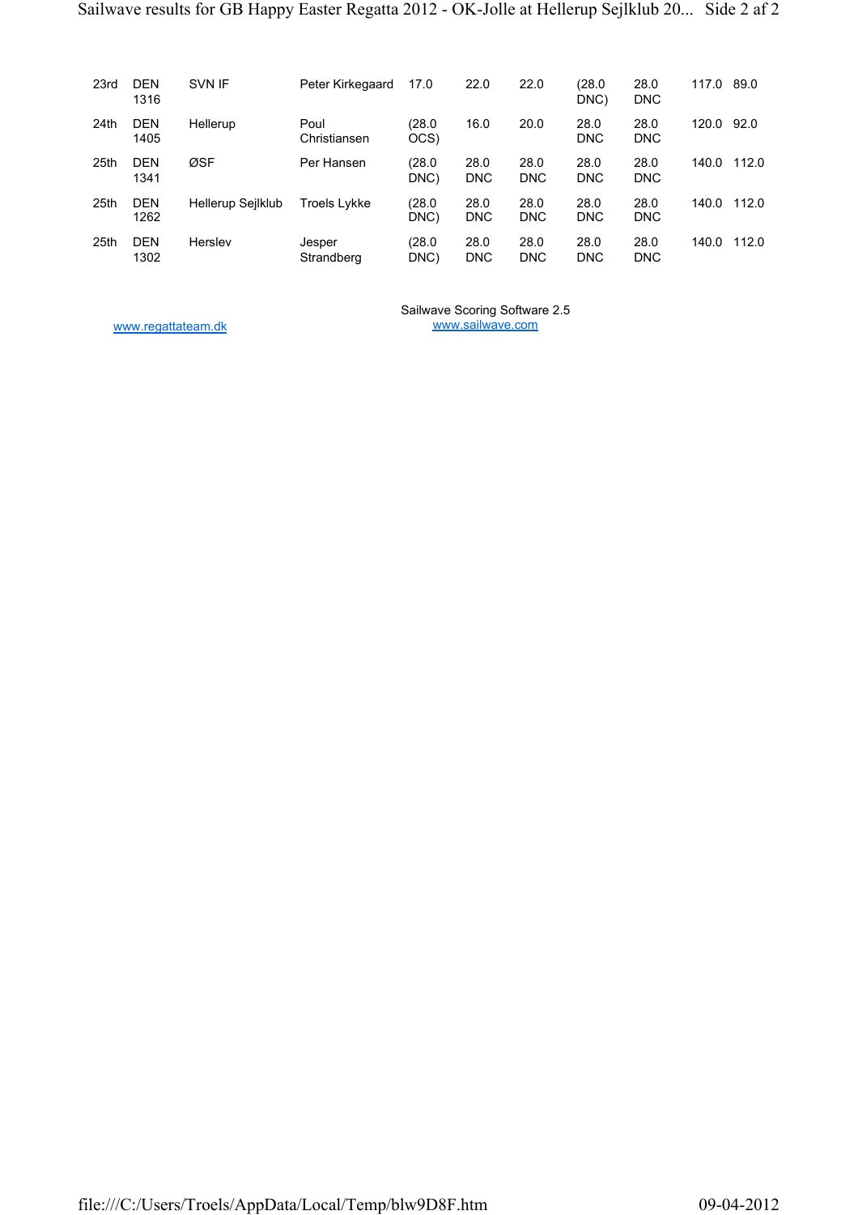| | | | | | | | | | | |
|---|---|---|---|---|---|---|---|---|---|---|
| 23rd | DEN 1316 | SVN IF | Peter Kirkegaard | 17.0 | 22.0 | 22.0 | (28.0 DNC) | 28.0 DNC | 117.0 | 89.0 |
| 24th | DEN 1405 | Hellerup | Poul Christiansen | (28.0 OCS) | 16.0 | 20.0 | 28.0 DNC | 28.0 DNC | 120.0 | 92.0 |
| 25th | DEN 1341 | ØSF | Per Hansen | (28.0 DNC) | 28.0 DNC | 28.0 DNC | 28.0 DNC | 28.0 DNC | 140.0 | 112.0 |
| 25th | DEN 1262 | Hellerup Sejlklub | Troels Lykke | (28.0 DNC) | 28.0 DNC | 28.0 DNC | 28.0 DNC | 28.0 DNC | 140.0 | 112.0 |
| 25th | DEN 1302 | Herslev | Jesper Strandberg | (28.0 DNC) | 28.0 DNC | 28.0 DNC | 28.0 DNC | 28.0 DNC | 140.0 | 112.0 |

www.regattateam.dk

Sailwave Scoring Software 2.5
www.sailwave.com